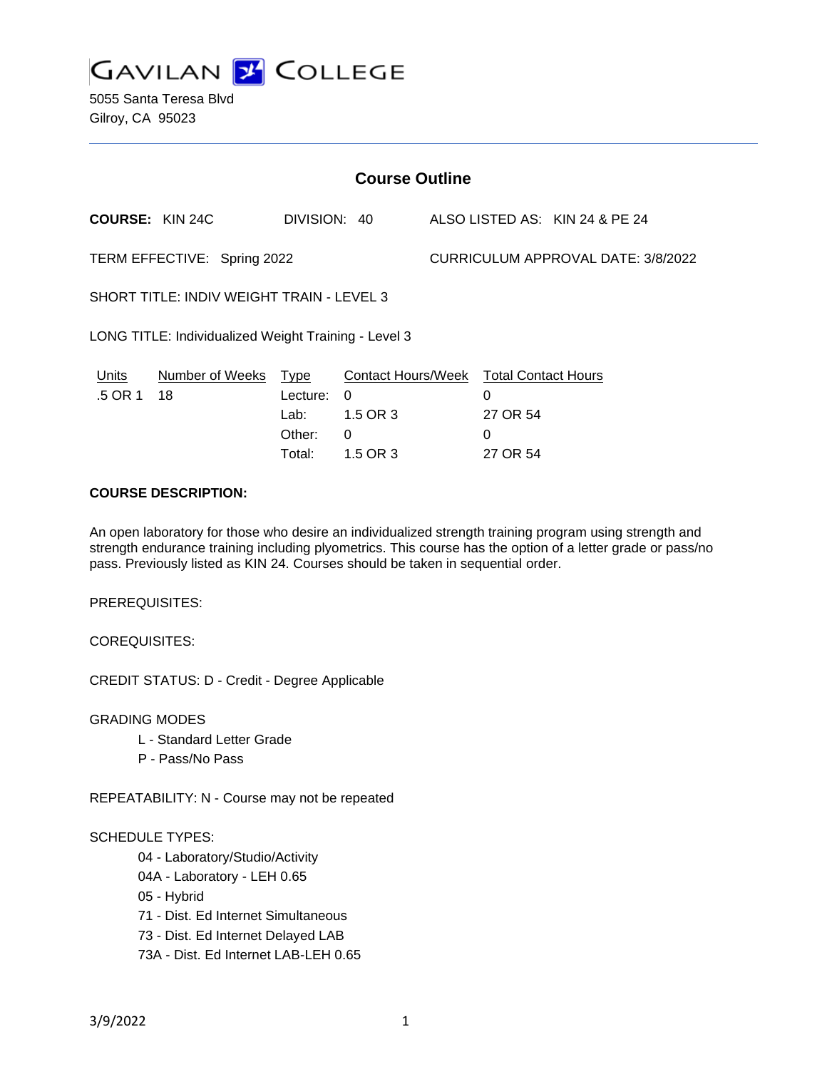# GAVILAN COLLEGE

5055 Santa Teresa Blvd
Gilroy, CA 95023

## Course Outline

**COURSE:** KIN 24C DIVISION: 40 ALSO LISTED AS: KIN 24 & PE 24

TERM EFFECTIVE: Spring 2022 CURRICULUM APPROVAL DATE: 3/8/2022

SHORT TITLE: INDIV WEIGHT TRAIN - LEVEL 3

LONG TITLE: Individualized Weight Training - Level 3

| Units | Number of Weeks | Type | Contact Hours/Week | Total Contact Hours |
|---|---|---|---|---|
| .5 OR 1 | 18 | Lecture: | 0 | 0 |
| | | Lab: | 1.5 OR 3 | 27 OR 54 |
| | | Other: | 0 | 0 |
| | | Total: | 1.5 OR 3 | 27 OR 54 |

**COURSE DESCRIPTION:**

An open laboratory for those who desire an individualized strength training program using strength and strength endurance training including plyometrics. This course has the option of a letter grade or pass/no pass. Previously listed as KIN 24. Courses should be taken in sequential order.

PREREQUISITES:

COREQUISITES:

CREDIT STATUS: D - Credit - Degree Applicable

GRADING MODES

- L - Standard Letter Grade
- P - Pass/No Pass

REPEATABILITY: N - Course may not be repeated

SCHEDULE TYPES:

- 04 - Laboratory/Studio/Activity
- 04A - Laboratory - LEH 0.65
- 05 - Hybrid
- 71 - Dist. Ed Internet Simultaneous
- 73 - Dist. Ed Internet Delayed LAB
- 73A - Dist. Ed Internet LAB-LEH 0.65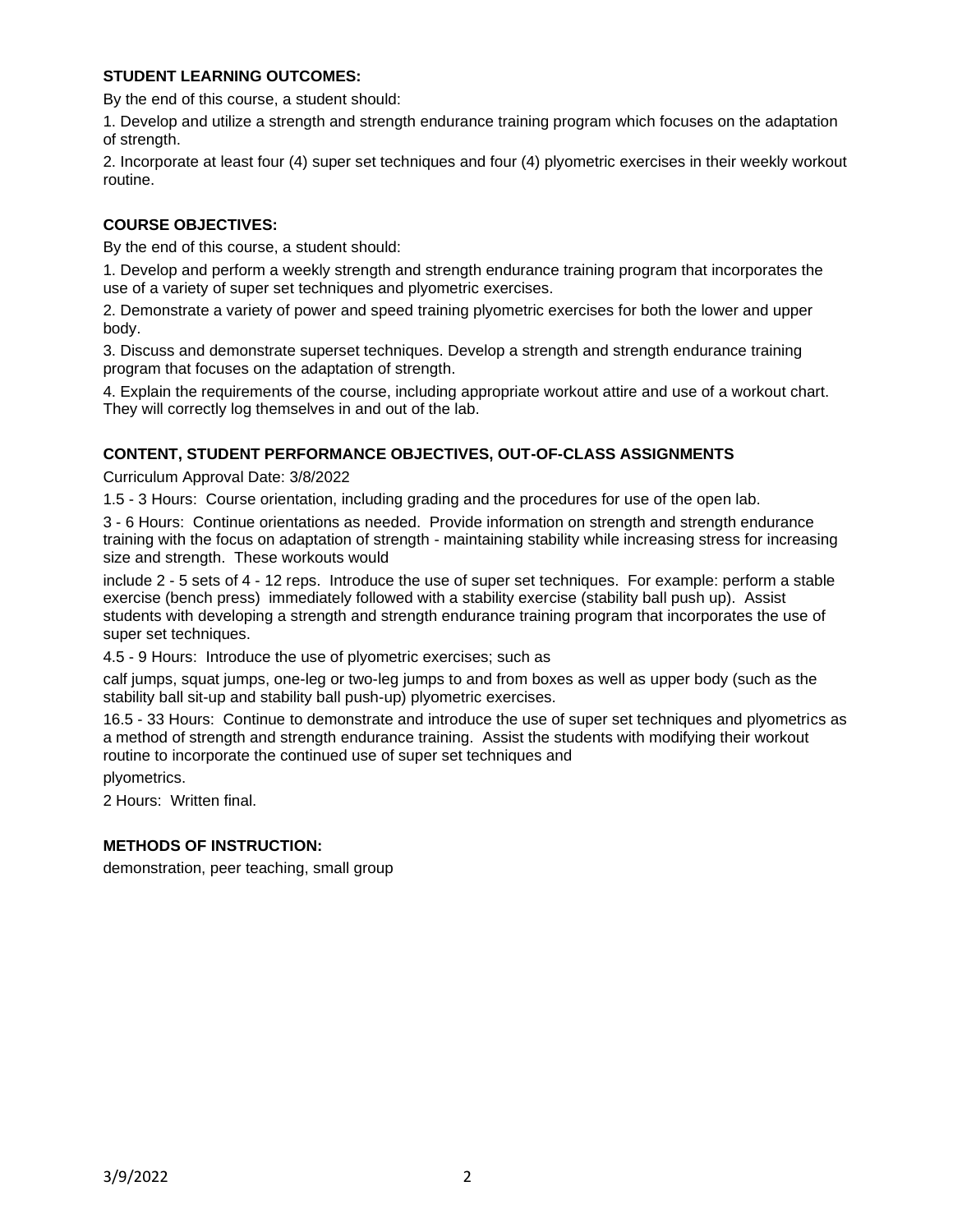### STUDENT LEARNING OUTCOMES:

By the end of this course, a student should:

1. Develop and utilize a strength and strength endurance training program which focuses on the adaptation of strength.

2. Incorporate at least four (4) super set techniques and four (4) plyometric exercises in their weekly workout routine.

### COURSE OBJECTIVES:

By the end of this course, a student should:

1. Develop and perform a weekly strength and strength endurance training program that incorporates the use of a variety of super set techniques and plyometric exercises.

2. Demonstrate a variety of power and speed training plyometric exercises for both the lower and upper body.

3. Discuss and demonstrate superset techniques. Develop a strength and strength endurance training program that focuses on the adaptation of strength.

4. Explain the requirements of the course, including appropriate workout attire and use of a workout chart. They will correctly log themselves in and out of the lab.

### CONTENT, STUDENT PERFORMANCE OBJECTIVES, OUT-OF-CLASS ASSIGNMENTS

Curriculum Approval Date: 3/8/2022

1.5 - 3 Hours: Course orientation, including grading and the procedures for use of the open lab.

3 - 6 Hours: Continue orientations as needed. Provide information on strength and strength endurance training with the focus on adaptation of strength - maintaining stability while increasing stress for increasing size and strength. These workouts would include 2 - 5 sets of 4 - 12 reps. Introduce the use of super set techniques. For example: perform a stable exercise (bench press) immediately followed with a stability exercise (stability ball push up). Assist students with developing a strength and strength endurance training program that incorporates the use of super set techniques.

4.5 - 9 Hours: Introduce the use of plyometric exercises; such as calf jumps, squat jumps, one-leg or two-leg jumps to and from boxes as well as upper body (such as the stability ball sit-up and stability ball push-up) plyometric exercises.

16.5 - 33 Hours: Continue to demonstrate and introduce the use of super set techniques and plyometrics as a method of strength and strength endurance training. Assist the students with modifying their workout routine to incorporate the continued use of super set techniques and plyometrics.

2 Hours: Written final.

### METHODS OF INSTRUCTION:

demonstration, peer teaching, small group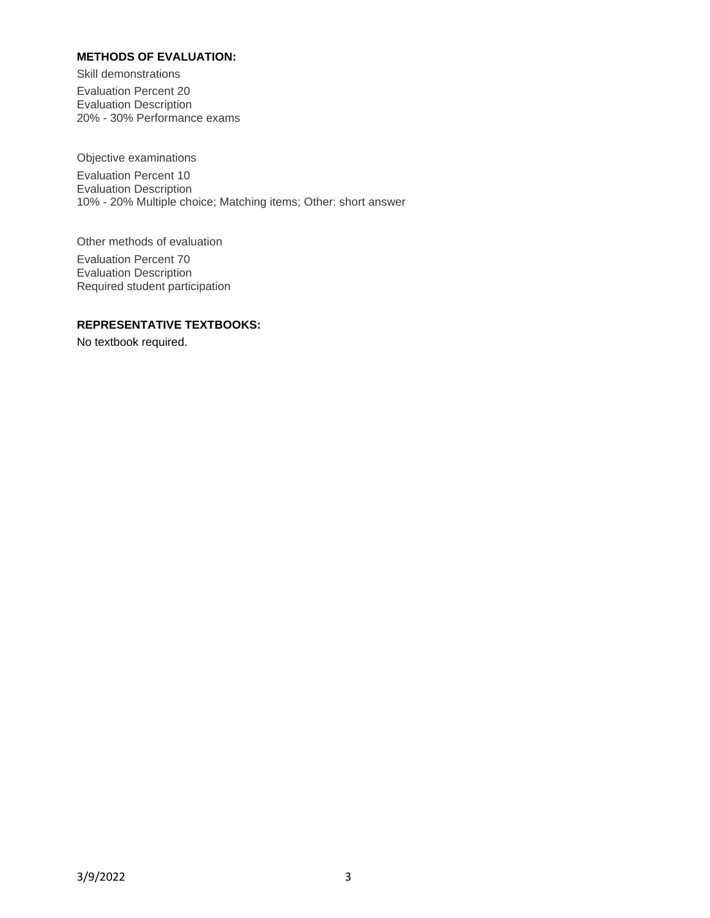**METHODS OF EVALUATION:**

Skill demonstrations

Evaluation Percent 20
Evaluation Description
20% - 30% Performance exams

Objective examinations

Evaluation Percent 10
Evaluation Description
10% - 20% Multiple choice; Matching items; Other: short answer

Other methods of evaluation

Evaluation Percent 70
Evaluation Description
Required student participation

**REPRESENTATIVE TEXTBOOKS:**

No textbook required.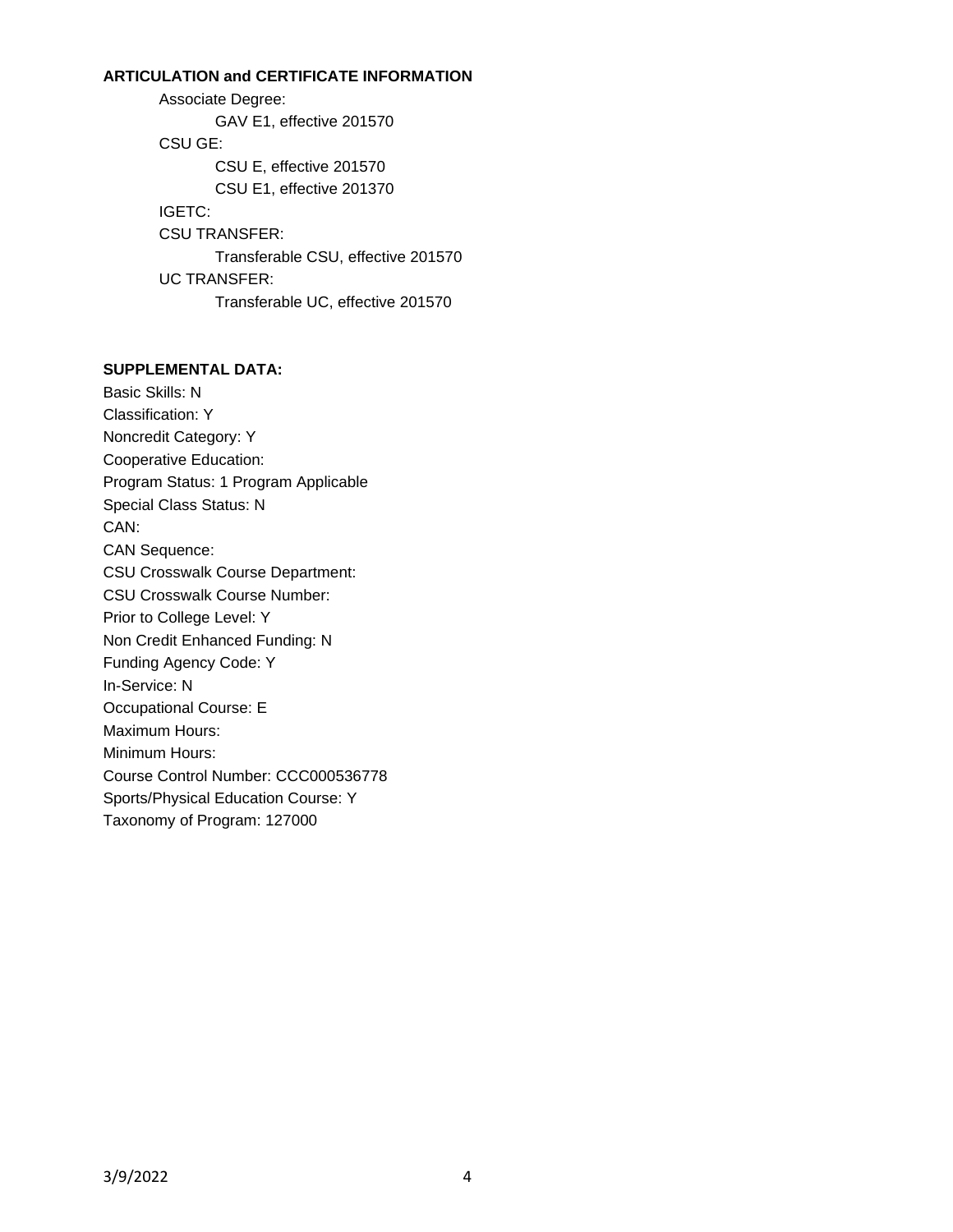**ARTICULATION and CERTIFICATE INFORMATION**

- Associate Degree:
  - GAV E1, effective 201570
- CSU GE:
  - CSU E, effective 201570
  - CSU E1, effective 201370
- IGETC:
- CSU TRANSFER:
  - Transferable CSU, effective 201570
- UC TRANSFER:
  - Transferable UC, effective 201570

**SUPPLEMENTAL DATA:**

Basic Skills: N
Classification: Y
Noncredit Category: Y
Cooperative Education:
Program Status: 1 Program Applicable
Special Class Status: N
CAN:
CAN Sequence:
CSU Crosswalk Course Department:
CSU Crosswalk Course Number:
Prior to College Level: Y
Non Credit Enhanced Funding: N
Funding Agency Code: Y
In-Service: N
Occupational Course: E
Maximum Hours:
Minimum Hours:
Course Control Number: CCC000536778
Sports/Physical Education Course: Y
Taxonomy of Program: 127000